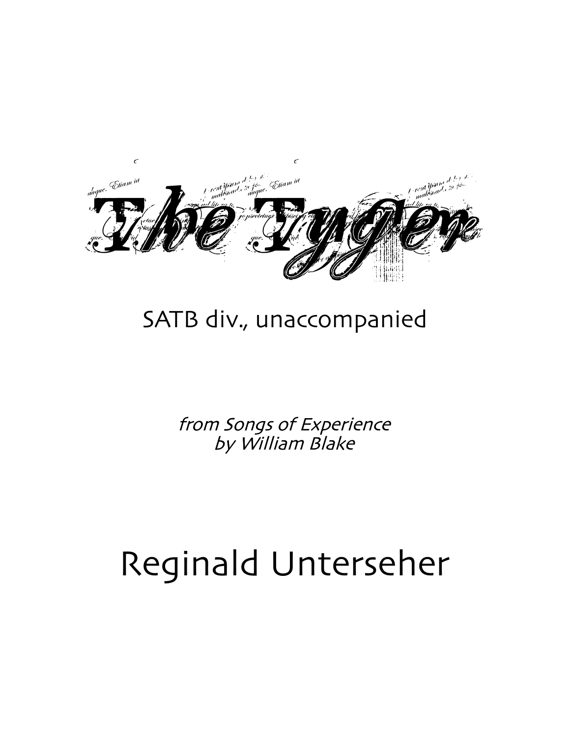# The Tyger

SATB div., unaccompanied

*from Songs of Experience*
*by William Blake*

Reginald Unterseher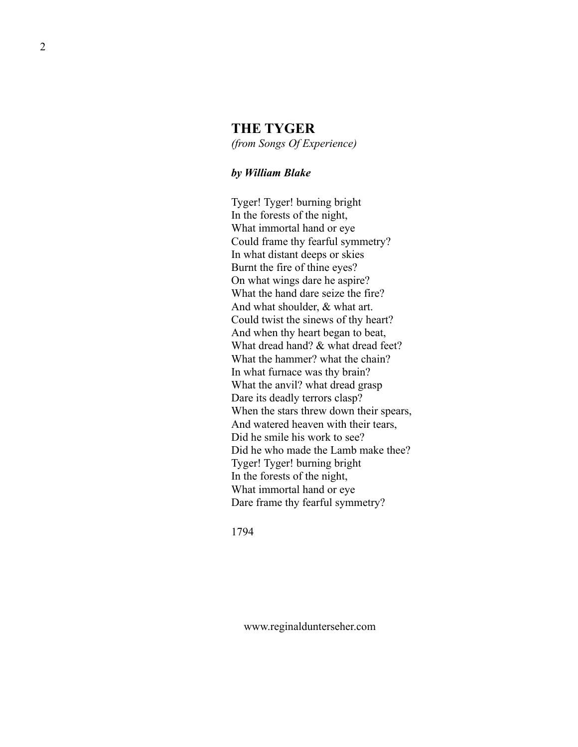## THE TYGER

*(from Songs Of Experience)*

***by William Blake***

Tyger! Tyger! burning bright  
In the forests of the night,  
What immortal hand or eye  
Could frame thy fearful symmetry?  
In what distant deeps or skies  
Burnt the fire of thine eyes?  
On what wings dare he aspire?  
What the hand dare seize the fire?  
And what shoulder, & what art.  
Could twist the sinews of thy heart?  
And when thy heart began to beat,  
What dread hand? & what dread feet?  
What the hammer? what the chain?  
In what furnace was thy brain?  
What the anvil? what dread grasp  
Dare its deadly terrors clasp?  
When the stars threw down their spears,  
And watered heaven with their tears,  
Did he smile his work to see?  
Did he who made the Lamb make thee?  
Tyger! Tyger! burning bright  
In the forests of the night,  
What immortal hand or eye  
Dare frame thy fearful symmetry?

1794

www.reginaldunterseher.com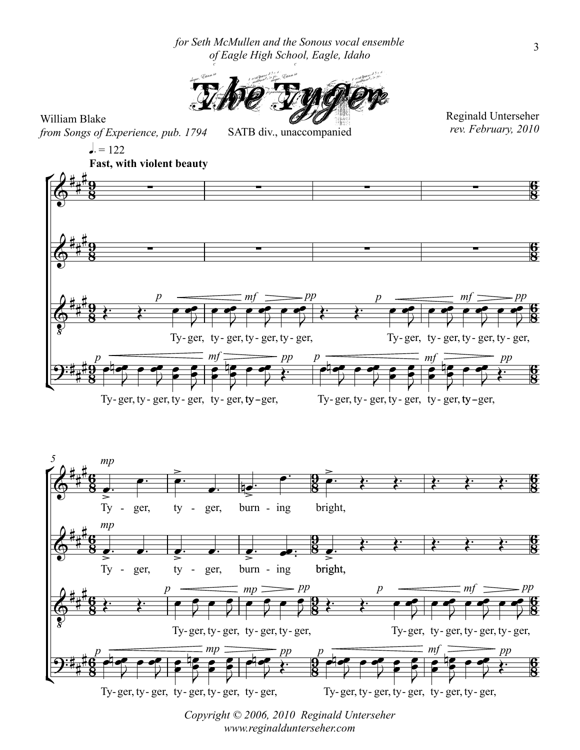*for Seth McMullen and the Sonous vocal ensemble of Eagle High School, Eagle, Idaho*

# The Tyger

William Blake
*from Songs of Experience, pub. 1794*

SATB div., unaccompanied

Reginald Unterseher
*rev. February, 2010*

♩. = 122
**Fast, with violent beauty**

Ty- ger, ty- ger, ty- ger, ty- ger, Ty- ger, ty- ger, ty- ger, ty- ger,

Ty- ger, ty- ger, ty- ger, ty- ger, ty –ger, Ty- ger, ty- ger, ty- ger, ty- ger, ty –ger,

Ty - ger, ty - ger, burn - ing bright,

Ty - ger, ty - ger, burn - ing bright,

Ty- ger, ty- ger, ty- ger, ty- ger, Ty- ger, ty- ger, ty- ger, ty- ger,

Ty- ger, ty- ger, ty- ger, ty- ger, ty- ger, Ty- ger, ty- ger, ty- ger, ty- ger, ty- ger,

*Copyright © 2006, 2010 Reginald Unterseher*
*www.reginaldunterseher.com*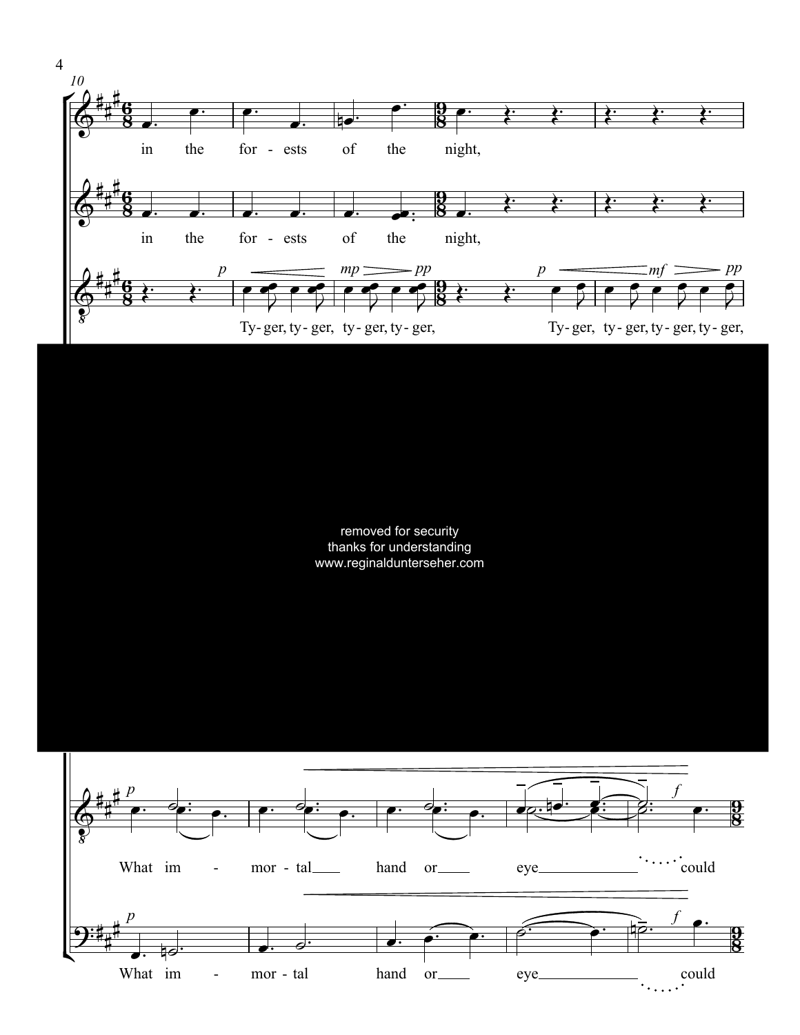in the forests of the night,

in the forests of the night,

Ty- ger, ty- ger, ty- ger, ty- ger, Ty- ger, ty- ger, ty- ger, ty- ger,

removed for security
thanks for understanding
www.reginaldunterseher.com

What im - mor - tal hand or eye could

What im - mor - tal hand or eye could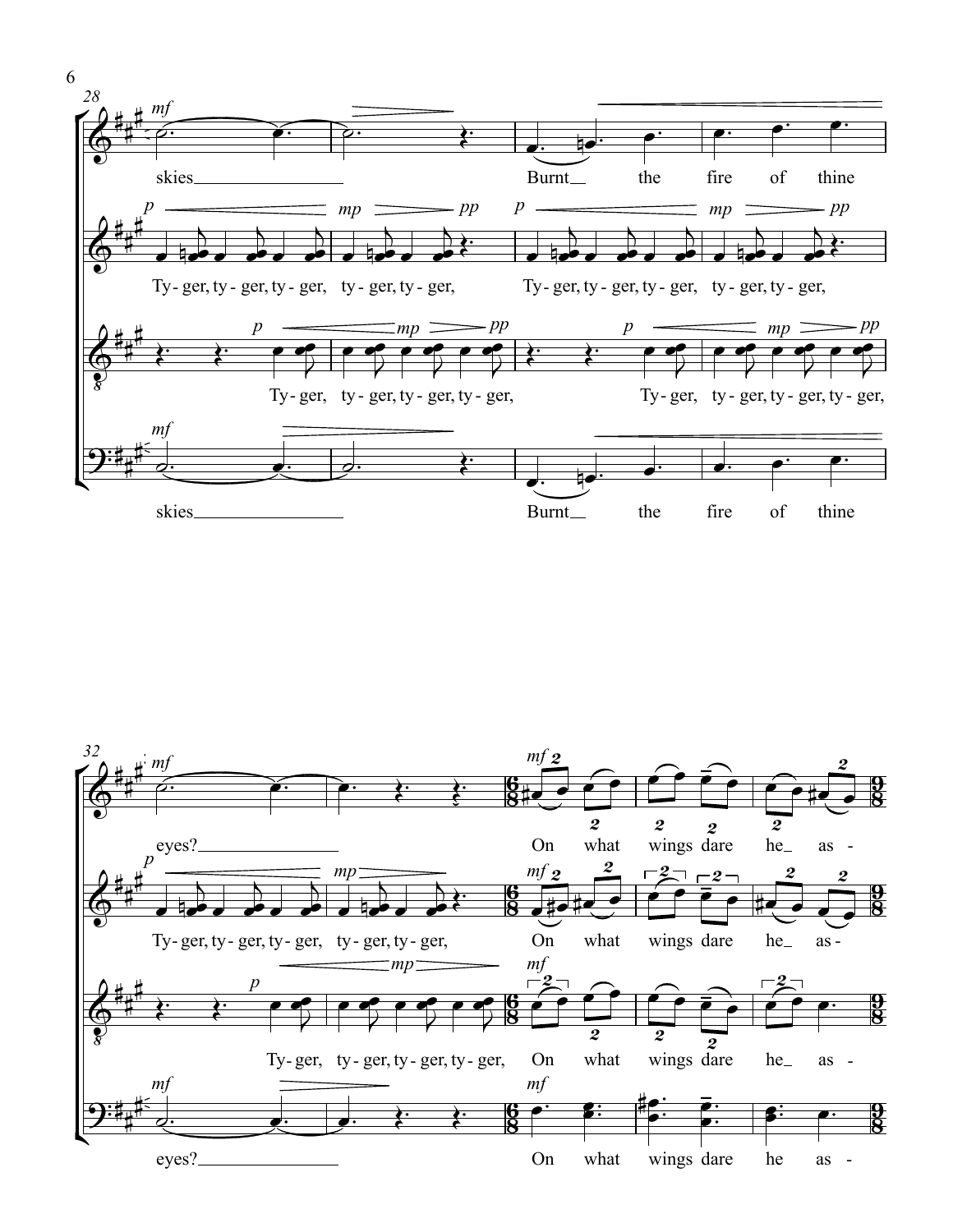skies Burnt the fire of thine

Ty- ger, ty - ger, ty - ger, ty - ger, ty - ger, Ty- ger, ty - ger, ty - ger, ty - ger, ty - ger,

Ty- ger, ty - ger, ty - ger, ty - ger, Ty- ger, ty - ger, ty - ger, ty - ger,

skies Burnt the fire of thine

eyes? On what wings dare he as -

Ty- ger, ty - ger, ty - ger, ty - ger, ty - ger, On what wings dare he as -

Ty- ger, ty - ger, ty - ger, ty - ger, On what wings dare he as -

eyes? On what wings dare he as -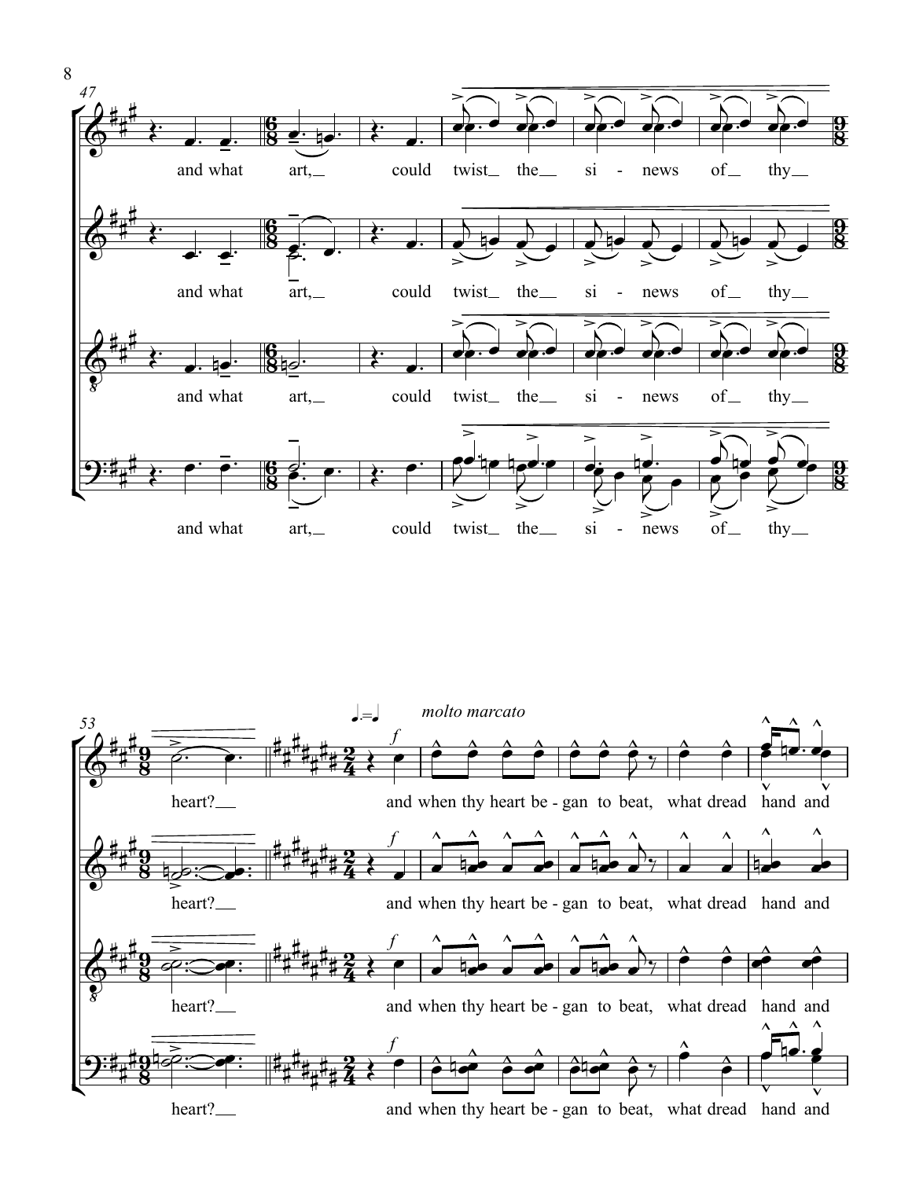and what art, could twist the sinews of thy heart?

♩. = ♩ *molto marcato*

*f*

and when thy heart began to beat, what dread hand and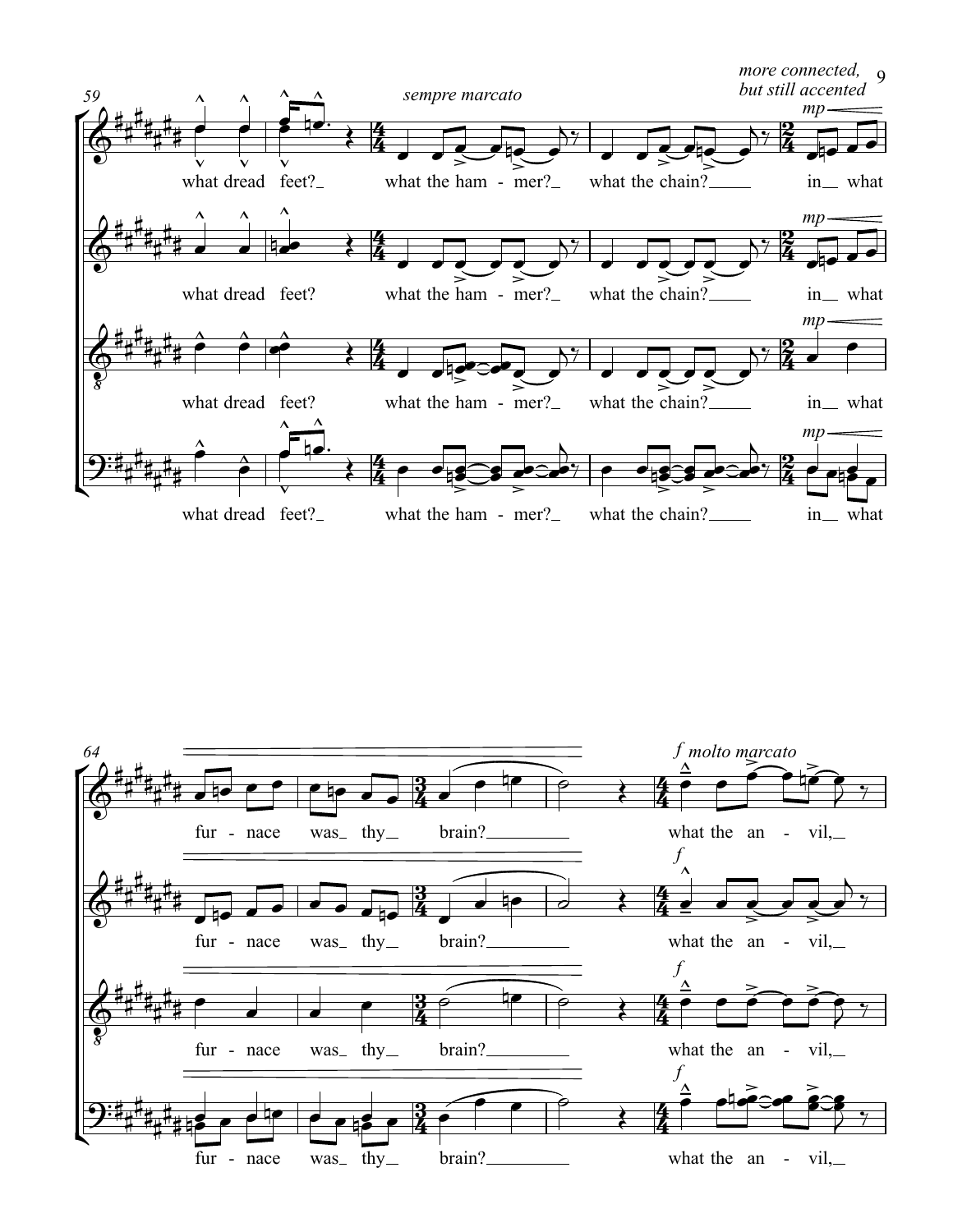59

*sempre marcato*

*more connected, but still accented*

*mp*

what dread feet? what the ham - mer? what the chain? in what

what dread feet? what the ham - mer? what the chain? in what

what dread feet? what the ham - mer? what the chain? in what

what dread feet? what the ham - mer? what the chain? in what

64

*f molto marcato*

fur - nace was thy brain? what the an - vil,

*f*

fur - nace was thy brain? what the an - vil,

*f*

fur - nace was thy brain? what the an - vil,

*f*

fur - nace was thy brain? what the an - vil,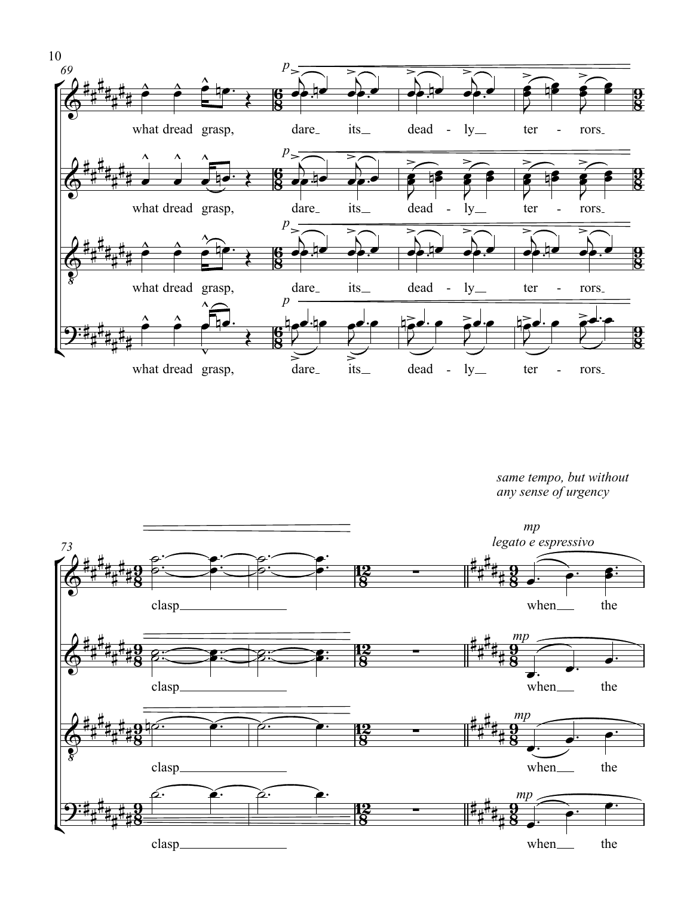*same tempo, but without any sense of urgency*

*mp*
*legato e espressivo*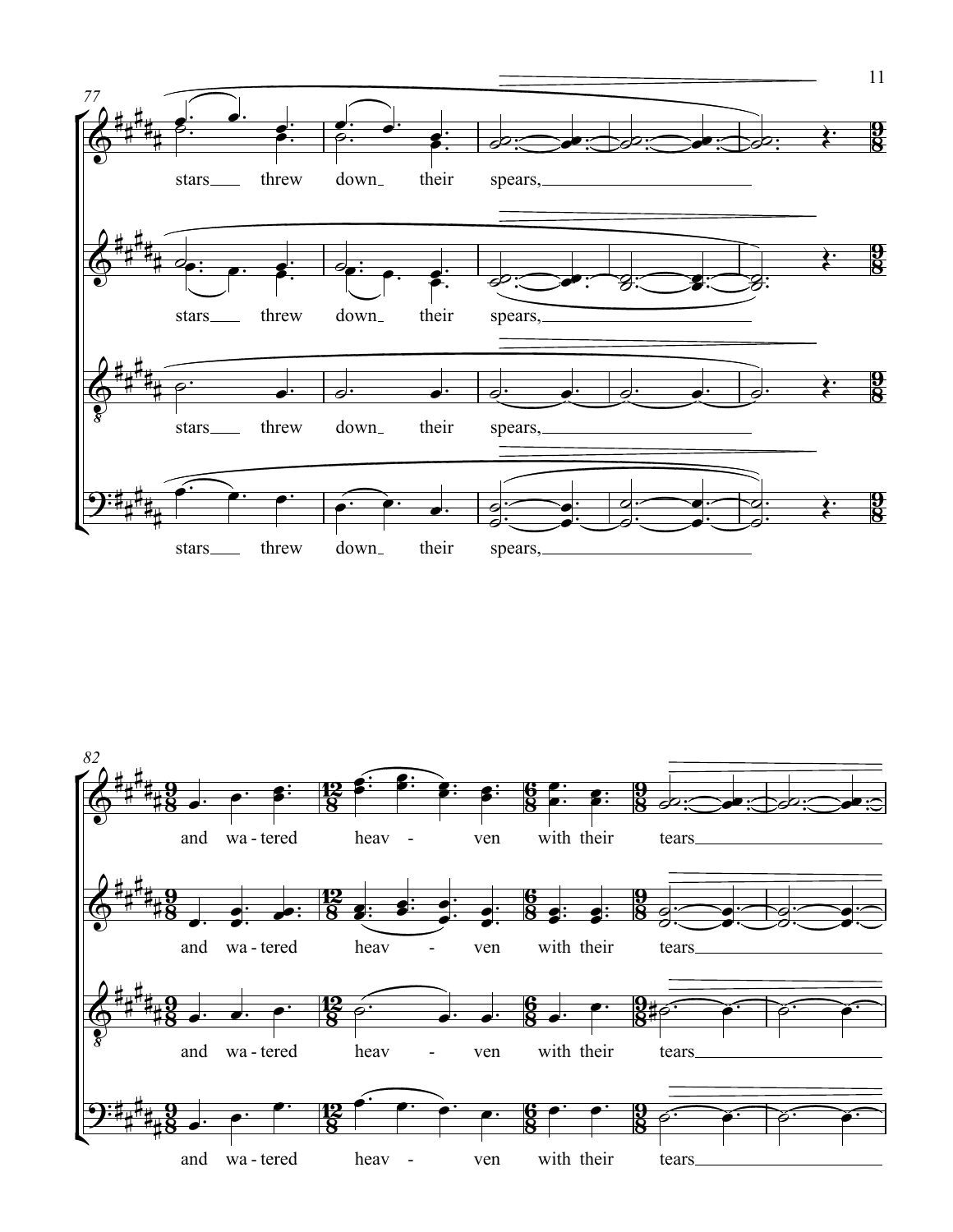77

stars threw down their spears,

stars threw down their spears,

stars threw down their spears,

stars threw down their spears,

82

and wa-tered heav - ven with their tears

and wa-tered heav - ven with their tears

and wa-tered heav - ven with their tears

and wa-tered heav - ven with their tears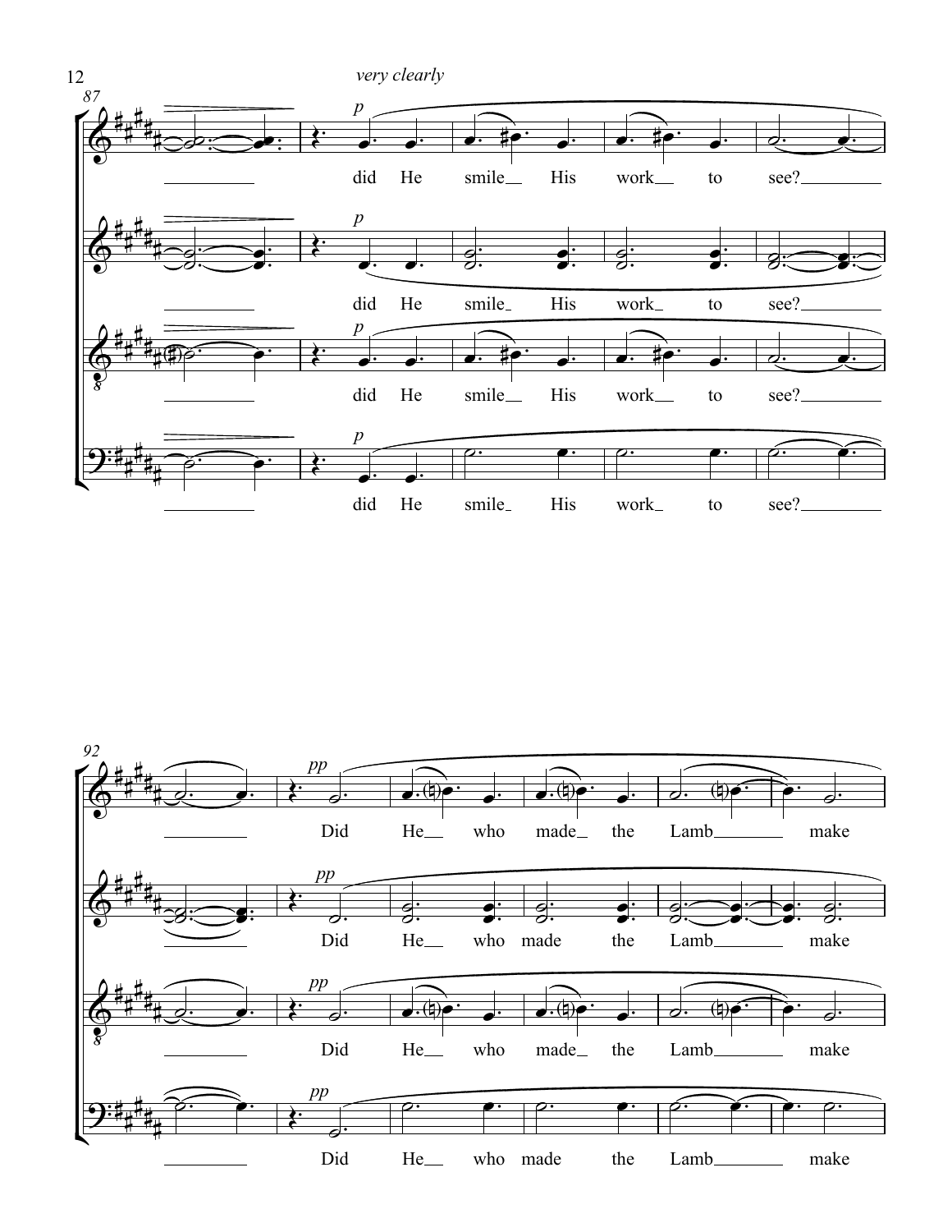*very clearly*

did He smile His work to see?

Did He who made the Lamb make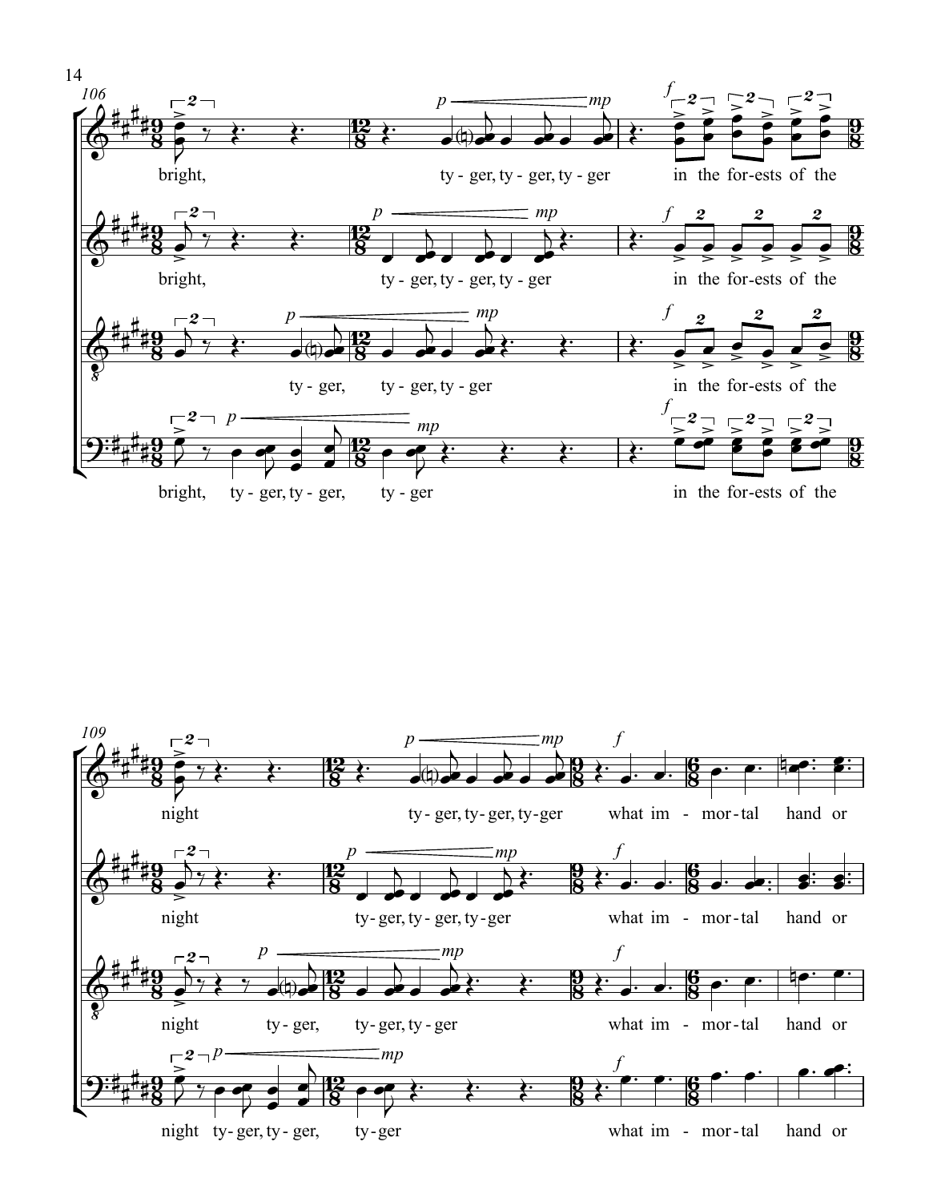106

bright, ty - ger, ty - ger, ty - ger in the for-ests of the

bright, ty - ger, ty - ger, ty - ger in the for-ests of the

ty - ger, ty - ger, ty - ger in the for-ests of the

bright, ty - ger, ty - ger, ty - ger in the for-ests of the

109

night ty - ger, ty - ger, ty - ger what im - mor - tal hand or

night ty - ger, ty - ger, ty - ger what im - mor - tal hand or

night ty - ger, ty - ger, ty - ger what im - mor - tal hand or

night ty - ger, ty - ger, ty - ger what im - mor - tal hand or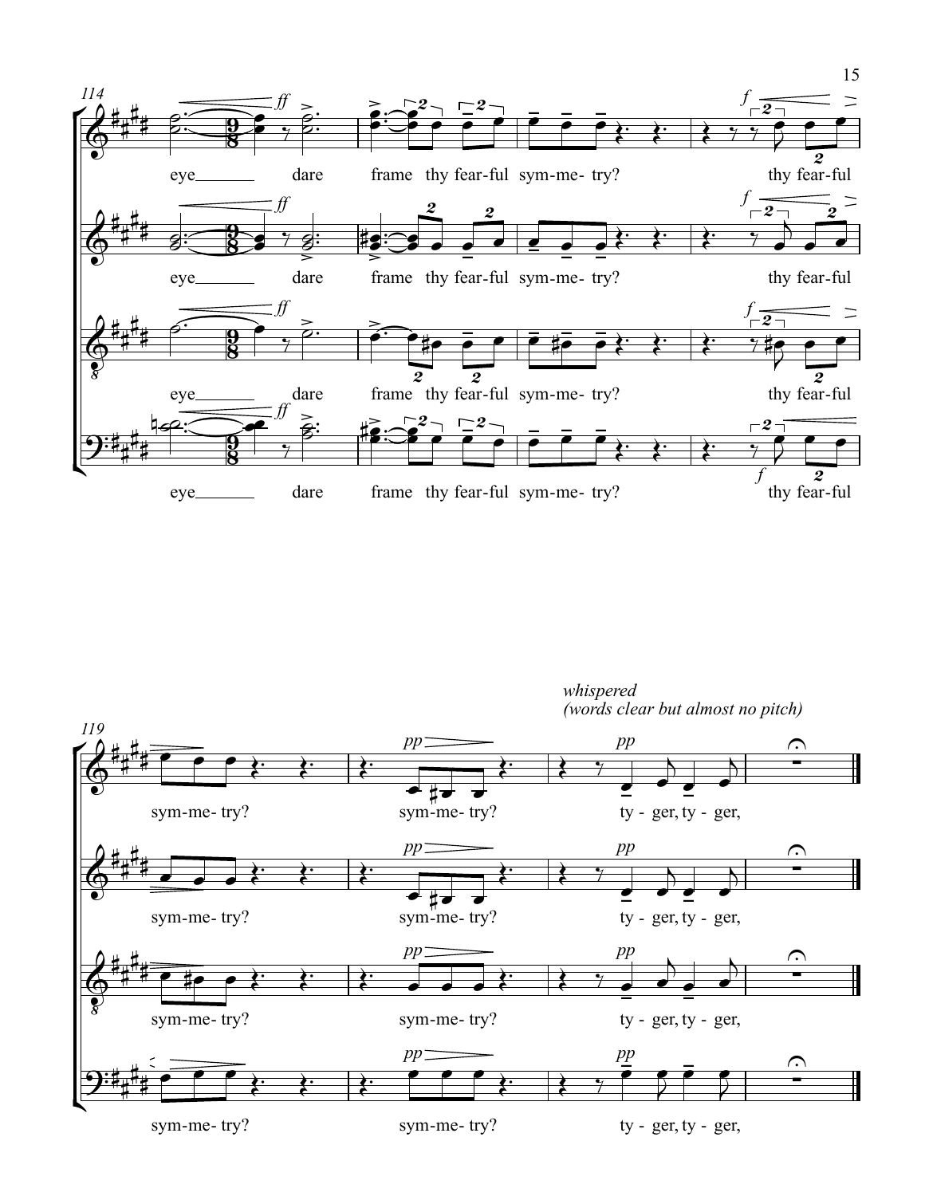*whispered*
*(words clear but almost no pitch)*